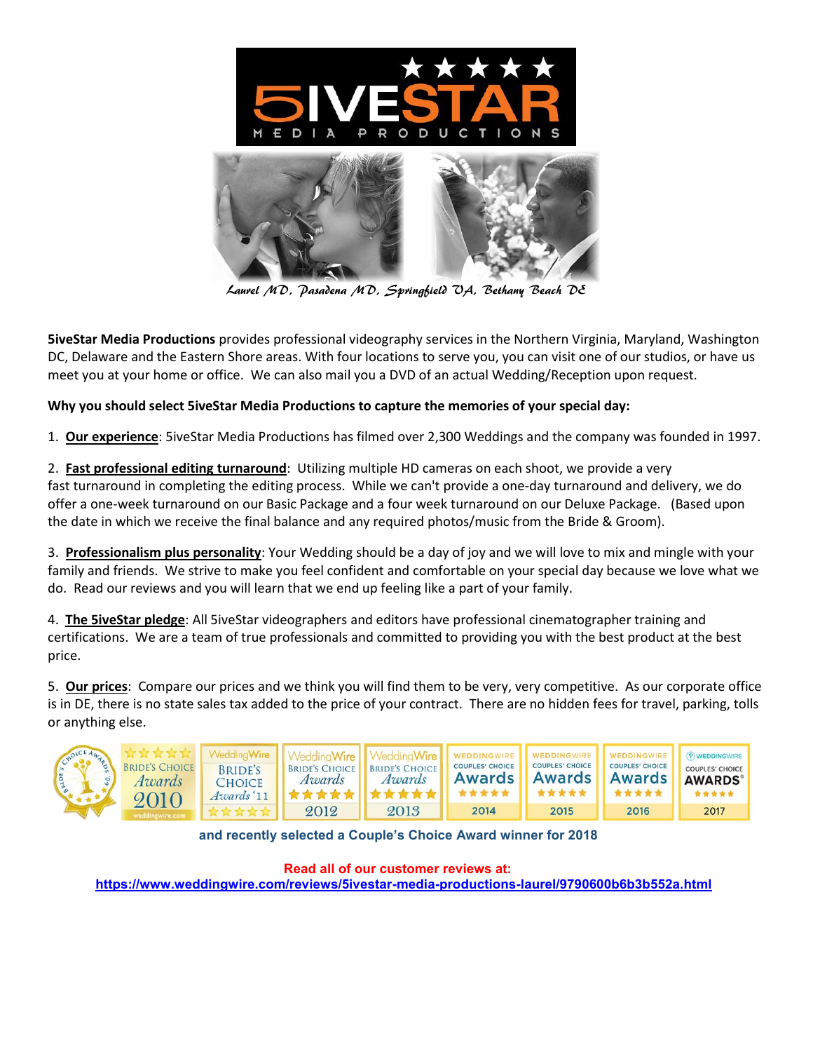5IVESTAR MEDIA PRODUCTIONS

*Laurel MD, Pasadena MD, Springfield VA, Bethany Beach DE*

**5iveStar Media Productions** provides professional videography services in the Northern Virginia, Maryland, Washington DC, Delaware and the Eastern Shore areas. With four locations to serve you, you can visit one of our studios, or have us meet you at your home or office. We can also mail you a DVD of an actual Wedding/Reception upon request.

**Why you should select 5iveStar Media Productions to capture the memories of your special day:**

1. **Our experience**: 5iveStar Media Productions has filmed over 2,300 Weddings and the company was founded in 1997.

2. **Fast professional editing turnaround**: Utilizing multiple HD cameras on each shoot, we provide a very fast turnaround in completing the editing process. While we can't provide a one-day turnaround and delivery, we do offer a one-week turnaround on our Basic Package and a four week turnaround on our Deluxe Package. (Based upon the date in which we receive the final balance and any required photos/music from the Bride & Groom).

3. **Professionalism plus personality**: Your Wedding should be a day of joy and we will love to mix and mingle with your family and friends. We strive to make you feel confident and comfortable on your special day because we love what we do. Read our reviews and you will learn that we end up feeling like a part of your family.

4. **The 5iveStar pledge**: All 5iveStar videographers and editors have professional cinematographer training and certifications. We are a team of true professionals and committed to providing you with the best product at the best price.

5. **Our prices**: Compare our prices and we think you will find them to be very, very competitive. As our corporate office is in DE, there is no state sales tax added to the price of your contract. There are no hidden fees for travel, parking, tolls or anything else.

Bride's Choice Awards '09 | Bride's Choice Awards 2010 | WeddingWire Bride's Choice Awards '11 | WeddingWire Bride's Choice Awards 2012 | WeddingWire Bride's Choice Awards 2013 | WeddingWire Couples' Choice Awards 2014 | WeddingWire Couples' Choice Awards 2015 | WeddingWire Couples' Choice Awards 2016 | WeddingWire Couples' Choice Awards 2017

**and recently selected a Couple's Choice Award winner for 2018**

**Read all of our customer reviews at:**
**https://www.weddingwire.com/reviews/5ivestar-media-productions-laurel/9790600b6b3b552a.html**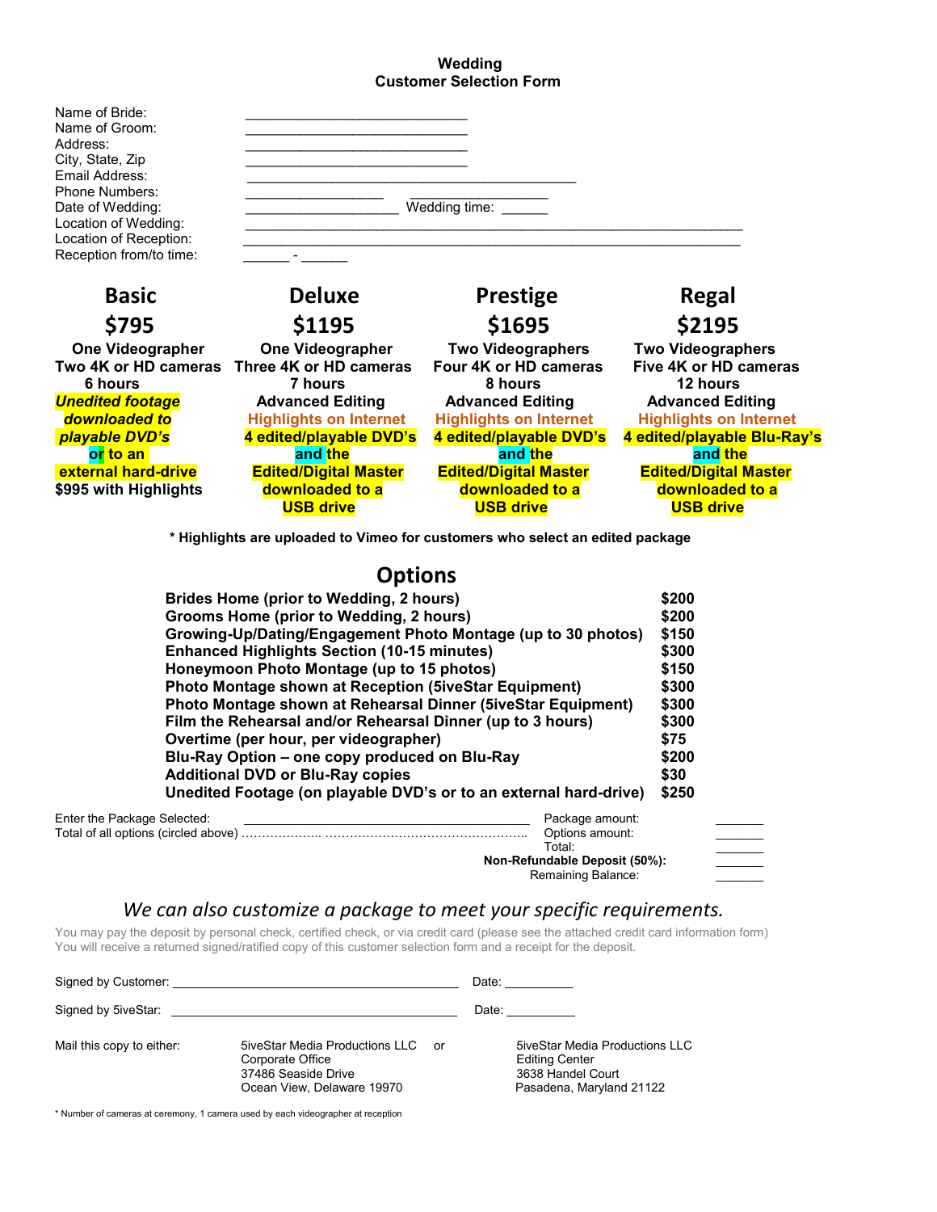**Wedding**
**Customer Selection Form**

Name of Bride: ____________________________
Name of Groom: ____________________________
Address: ____________________________
City, State, Zip ____________________________
Email Address: __________________________________________
Phone Numbers: _________________ _________________
Date of Wedding: ___________________ Wedding time: ______
Location of Wedding: ________________________________________________________________
Location of Reception: ________________________________________________________________
Reception from/to time: ______ - ______

| Basic | Deluxe | Prestige | Regal |
|---|---|---|---|
| **$795** | **$1195** | **$1695** | **$2195** |
| One Videographer | One Videographer | Two Videographers | Two Videographers |
| Two 4K or HD cameras | Three 4K or HD cameras | Four 4K or HD cameras | Five 4K or HD cameras |
| 6 hours | 7 hours | 8 hours | 12 hours |
| *Unedited footage downloaded to playable DVD's or to an external hard-drive* | Advanced Editing | Advanced Editing | Advanced Editing |
| $995 with Highlights | Highlights on Internet | Highlights on Internet | Highlights on Internet |
| | 4 edited/playable DVD's and the Edited/Digital Master downloaded to a USB drive | 4 edited/playable DVD's and the Edited/Digital Master downloaded to a USB drive | 4 edited/playable Blu-Ray's and the Edited/Digital Master downloaded to a USB drive |

**\* Highlights are uploaded to Vimeo for customers who select an edited package**

## Options

| Option | Price |
|---|---|
| Brides Home (prior to Wedding, 2 hours) | $200 |
| Grooms Home (prior to Wedding, 2 hours) | $200 |
| Growing-Up/Dating/Engagement Photo Montage (up to 30 photos) | $150 |
| Enhanced Highlights Section (10-15 minutes) | $300 |
| Honeymoon Photo Montage (up to 15 photos) | $150 |
| Photo Montage shown at Reception (5iveStar Equipment) | $300 |
| Photo Montage shown at Rehearsal Dinner (5iveStar Equipment) | $300 |
| Film the Rehearsal and/or Rehearsal Dinner (up to 3 hours) | $300 |
| Overtime (per hour, per videographer) | $75 |
| Blu-Ray Option – one copy produced on Blu-Ray | $200 |
| Additional DVD or Blu-Ray copies | $30 |
| Unedited Footage (on playable DVD's or to an external hard-drive) | $250 |

Enter the Package Selected: ________________________________ Package amount: _______
Total of all options (circled above) ……………….. ………………………………………….. Options amount: _______
Total: _______
**Non-Refundable Deposit (50%):** _______
Remaining Balance: _______

*We can also customize a package to meet your specific requirements.*

You may pay the deposit by personal check, certified check, or via credit card (please see the attached credit card information form)
You will receive a returned signed/ratified copy of this customer selection form and a receipt for the deposit.

Signed by Customer: ________________________________________ Date: __________

Signed by 5iveStar: ________________________________________ Date: __________

Mail this copy to either:

5iveStar Media Productions LLC
Corporate Office
37486 Seaside Drive
Ocean View, Delaware 19970

or

5iveStar Media Productions LLC
Editing Center
3638 Handel Court
Pasadena, Maryland 21122

\* Number of cameras at ceremony, 1 camera used by each videographer at reception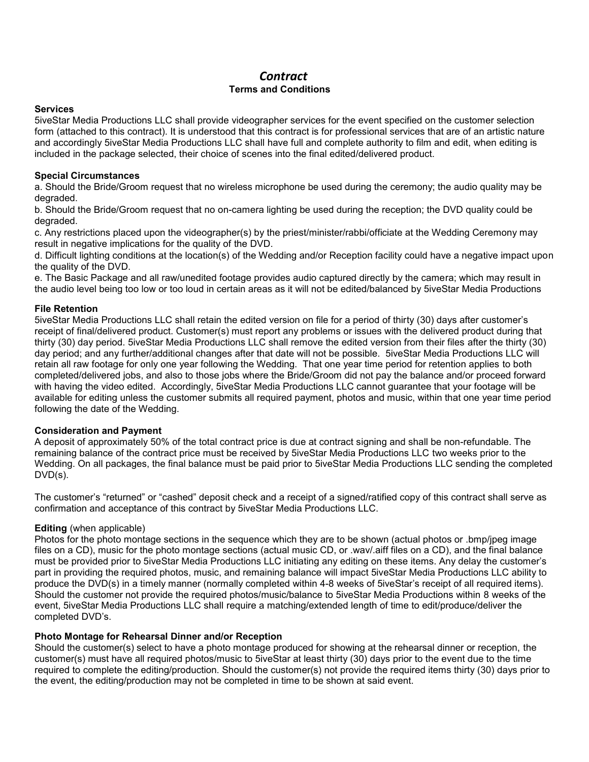# *Contract*

## Terms and Conditions

**Services**

5iveStar Media Productions LLC shall provide videographer services for the event specified on the customer selection form (attached to this contract). It is understood that this contract is for professional services that are of an artistic nature and accordingly 5iveStar Media Productions LLC shall have full and complete authority to film and edit, when editing is included in the package selected, their choice of scenes into the final edited/delivered product.

**Special Circumstances**

a. Should the Bride/Groom request that no wireless microphone be used during the ceremony; the audio quality may be degraded.

b. Should the Bride/Groom request that no on-camera lighting be used during the reception; the DVD quality could be degraded.

c. Any restrictions placed upon the videographer(s) by the priest/minister/rabbi/officiate at the Wedding Ceremony may result in negative implications for the quality of the DVD.

d. Difficult lighting conditions at the location(s) of the Wedding and/or Reception facility could have a negative impact upon the quality of the DVD.

e. The Basic Package and all raw/unedited footage provides audio captured directly by the camera; which may result in the audio level being too low or too loud in certain areas as it will not be edited/balanced by 5iveStar Media Productions

**File Retention**

5iveStar Media Productions LLC shall retain the edited version on file for a period of thirty (30) days after customer's receipt of final/delivered product. Customer(s) must report any problems or issues with the delivered product during that thirty (30) day period. 5iveStar Media Productions LLC shall remove the edited version from their files after the thirty (30) day period; and any further/additional changes after that date will not be possible. 5iveStar Media Productions LLC will retain all raw footage for only one year following the Wedding. That one year time period for retention applies to both completed/delivered jobs, and also to those jobs where the Bride/Groom did not pay the balance and/or proceed forward with having the video edited. Accordingly, 5iveStar Media Productions LLC cannot guarantee that your footage will be available for editing unless the customer submits all required payment, photos and music, within that one year time period following the date of the Wedding.

**Consideration and Payment**

A deposit of approximately 50% of the total contract price is due at contract signing and shall be non-refundable. The remaining balance of the contract price must be received by 5iveStar Media Productions LLC two weeks prior to the Wedding. On all packages, the final balance must be paid prior to 5iveStar Media Productions LLC sending the completed DVD(s).

The customer's "returned" or "cashed" deposit check and a receipt of a signed/ratified copy of this contract shall serve as confirmation and acceptance of this contract by 5iveStar Media Productions LLC.

**Editing** (when applicable)

Photos for the photo montage sections in the sequence which they are to be shown (actual photos or .bmp/jpeg image files on a CD), music for the photo montage sections (actual music CD, or .wav/.aiff files on a CD), and the final balance must be provided prior to 5iveStar Media Productions LLC initiating any editing on these items. Any delay the customer's part in providing the required photos, music, and remaining balance will impact 5iveStar Media Productions LLC ability to produce the DVD(s) in a timely manner (normally completed within 4-8 weeks of 5iveStar's receipt of all required items). Should the customer not provide the required photos/music/balance to 5iveStar Media Productions within 8 weeks of the event, 5iveStar Media Productions LLC shall require a matching/extended length of time to edit/produce/deliver the completed DVD's.

**Photo Montage for Rehearsal Dinner and/or Reception**

Should the customer(s) select to have a photo montage produced for showing at the rehearsal dinner or reception, the customer(s) must have all required photos/music to 5iveStar at least thirty (30) days prior to the event due to the time required to complete the editing/production. Should the customer(s) not provide the required items thirty (30) days prior to the event, the editing/production may not be completed in time to be shown at said event.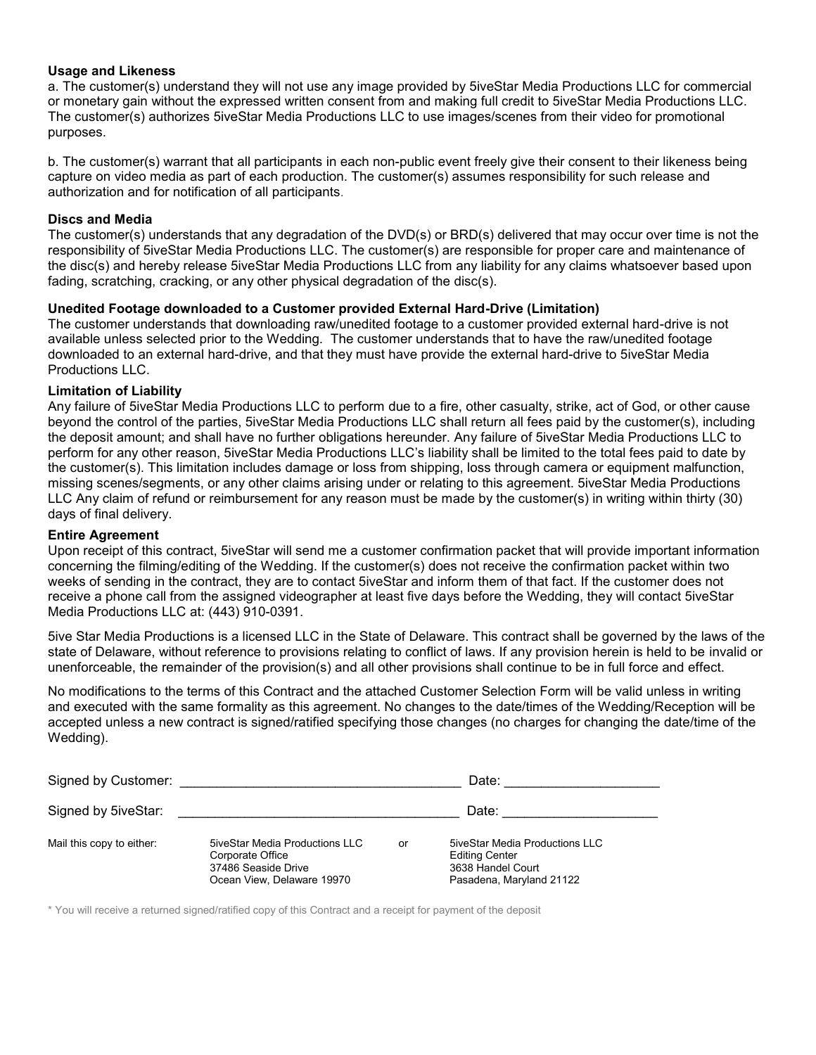**Usage and Likeness**

a. The customer(s) understand they will not use any image provided by 5iveStar Media Productions LLC for commercial or monetary gain without the expressed written consent from and making full credit to 5iveStar Media Productions LLC. The customer(s) authorizes 5iveStar Media Productions LLC to use images/scenes from their video for promotional purposes.

b. The customer(s) warrant that all participants in each non-public event freely give their consent to their likeness being capture on video media as part of each production. The customer(s) assumes responsibility for such release and authorization and for notification of all participants.

**Discs and Media**

The customer(s) understands that any degradation of the DVD(s) or BRD(s) delivered that may occur over time is not the responsibility of 5iveStar Media Productions LLC. The customer(s) are responsible for proper care and maintenance of the disc(s) and hereby release 5iveStar Media Productions LLC from any liability for any claims whatsoever based upon fading, scratching, cracking, or any other physical degradation of the disc(s).

**Unedited Footage downloaded to a Customer provided External Hard-Drive (Limitation)**

The customer understands that downloading raw/unedited footage to a customer provided external hard-drive is not available unless selected prior to the Wedding. The customer understands that to have the raw/unedited footage downloaded to an external hard-drive, and that they must have provide the external hard-drive to 5iveStar Media Productions LLC.

**Limitation of Liability**

Any failure of 5iveStar Media Productions LLC to perform due to a fire, other casualty, strike, act of God, or other cause beyond the control of the parties, 5iveStar Media Productions LLC shall return all fees paid by the customer(s), including the deposit amount; and shall have no further obligations hereunder. Any failure of 5iveStar Media Productions LLC to perform for any other reason, 5iveStar Media Productions LLC's liability shall be limited to the total fees paid to date by the customer(s). This limitation includes damage or loss from shipping, loss through camera or equipment malfunction, missing scenes/segments, or any other claims arising under or relating to this agreement. 5iveStar Media Productions LLC Any claim of refund or reimbursement for any reason must be made by the customer(s) in writing within thirty (30) days of final delivery.

**Entire Agreement**

Upon receipt of this contract, 5iveStar will send me a customer confirmation packet that will provide important information concerning the filming/editing of the Wedding. If the customer(s) does not receive the confirmation packet within two weeks of sending in the contract, they are to contact 5iveStar and inform them of that fact. If the customer does not receive a phone call from the assigned videographer at least five days before the Wedding, they will contact 5iveStar Media Productions LLC at: (443) 910-0391.

5ive Star Media Productions is a licensed LLC in the State of Delaware. This contract shall be governed by the laws of the state of Delaware, without reference to provisions relating to conflict of laws. If any provision herein is held to be invalid or unenforceable, the remainder of the provision(s) and all other provisions shall continue to be in full force and effect.

No modifications to the terms of this Contract and the attached Customer Selection Form will be valid unless in writing and executed with the same formality as this agreement. No changes to the date/times of the Wedding/Reception will be accepted unless a new contract is signed/ratified specifying those changes (no charges for changing the date/time of the Wedding).

Signed by Customer: ______________________________________ Date: ____________________

Signed by 5iveStar: ______________________________________ Date: ____________________

| Mail this copy to either: | 5iveStar Media Productions LLC<br>Corporate Office<br>37486 Seaside Drive<br>Ocean View, Delaware 19970 | or | 5iveStar Media Productions LLC<br>Editing Center<br>3638 Handel Court<br>Pasadena, Maryland 21122 |
|---|---|---|---|

\* You will receive a returned signed/ratified copy of this Contract and a receipt for payment of the deposit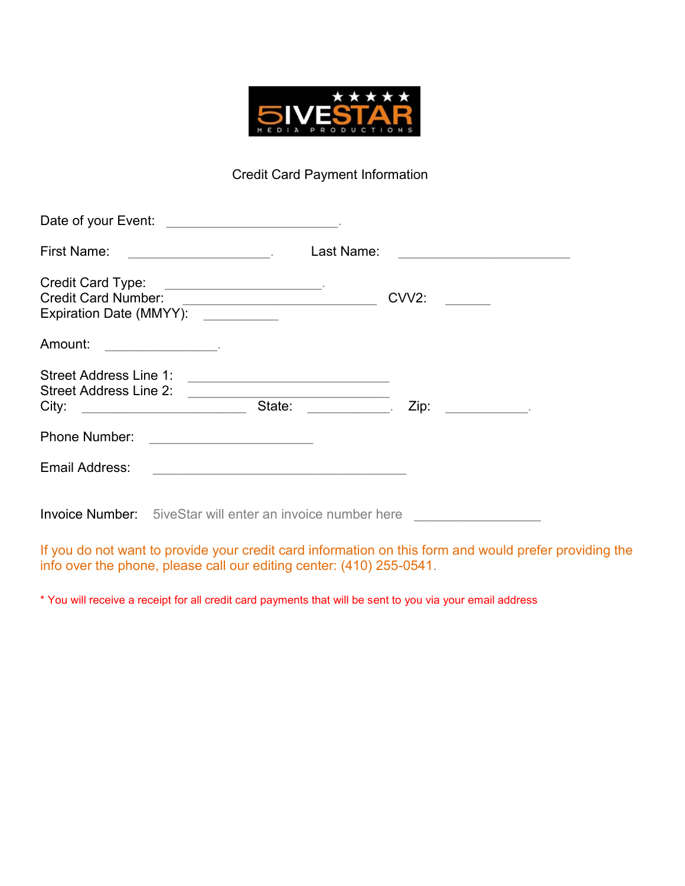5IVESTAR MEDIA PRODUCTIONS

Credit Card Payment Information

Date of your Event: ________________________.

First Name: ____________________. Last Name: ________________________

Credit Card Type: ______________________.
Credit Card Number: ___________________________ CVV2: ______
Expiration Date (MMYY): __________

Amount: ________________.

Street Address Line 1: ____________________________
Street Address Line 2: ____________________________
City: _______________________ State: ___________. Zip: ___________.

Phone Number: _______________________

Email Address: ___________________________________

Invoice Number: 5iveStar will enter an invoice number here _________________

If you do not want to provide your credit card information on this form and would prefer providing the info over the phone, please call our editing center: (410) 255-0541.

* You will receive a receipt for all credit card payments that will be sent to you via your email address